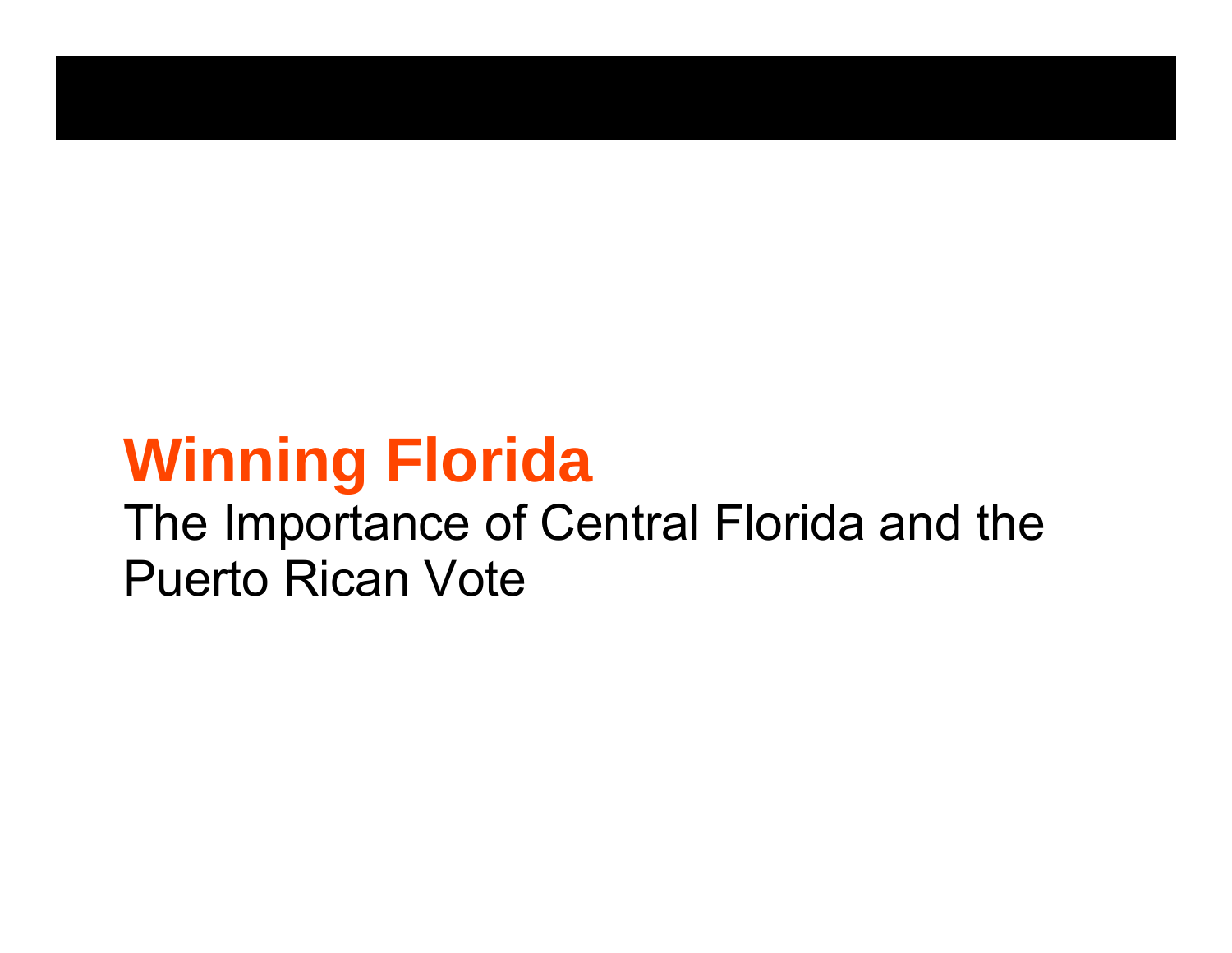# Winning Florida

The Importance of Central Florida and the Puerto Rican Vote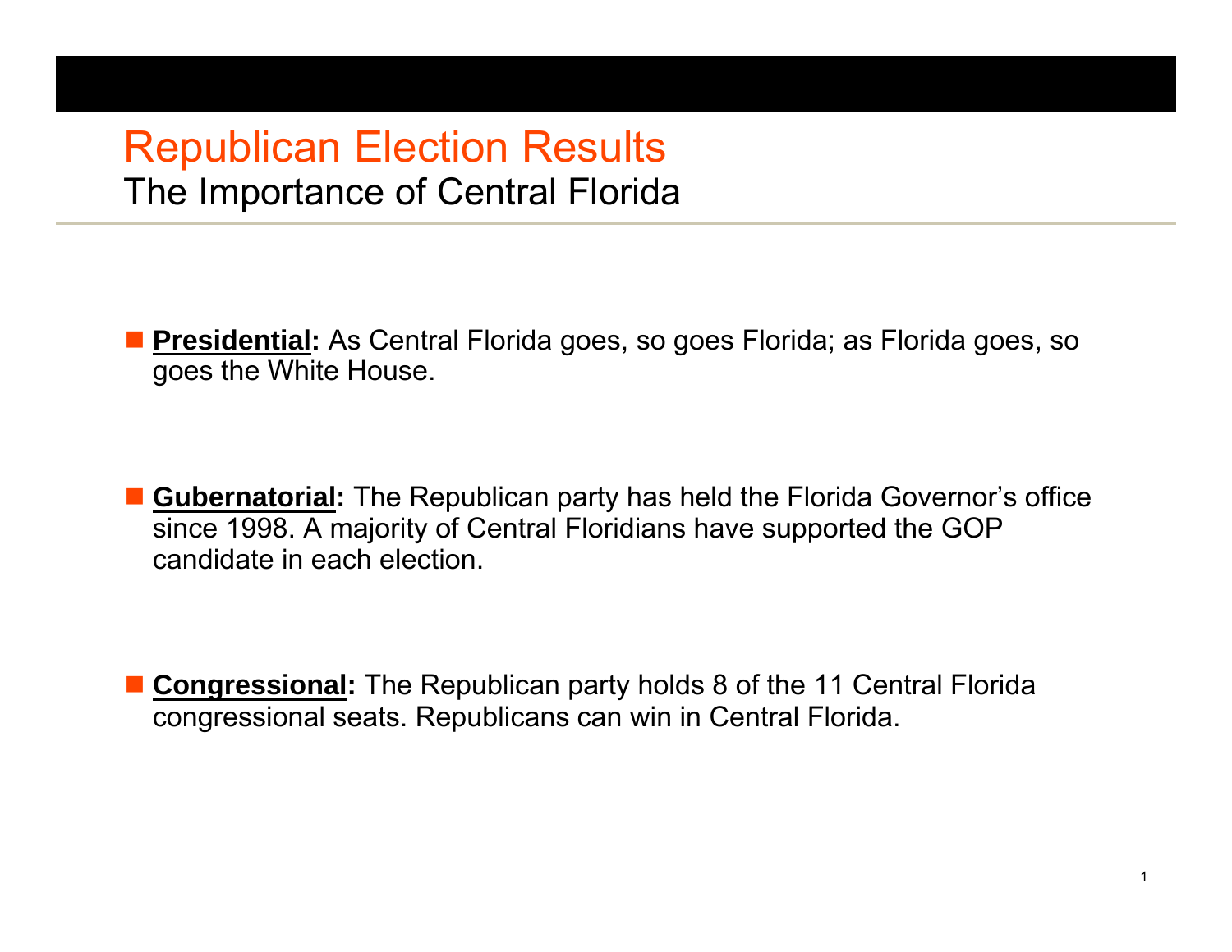# Republican Election Results

## The Importance of Central Florida

- **Presidential:** As Central Florida goes, so goes Florida; as Florida goes, so goes the White House.

- **Gubernatorial:** The Republican party has held the Florida Governor's office since 1998. A majority of Central Floridians have supported the GOP candidate in each election.

- **Congressional:** The Republican party holds 8 of the 11 Central Florida congressional seats. Republicans can win in Central Florida.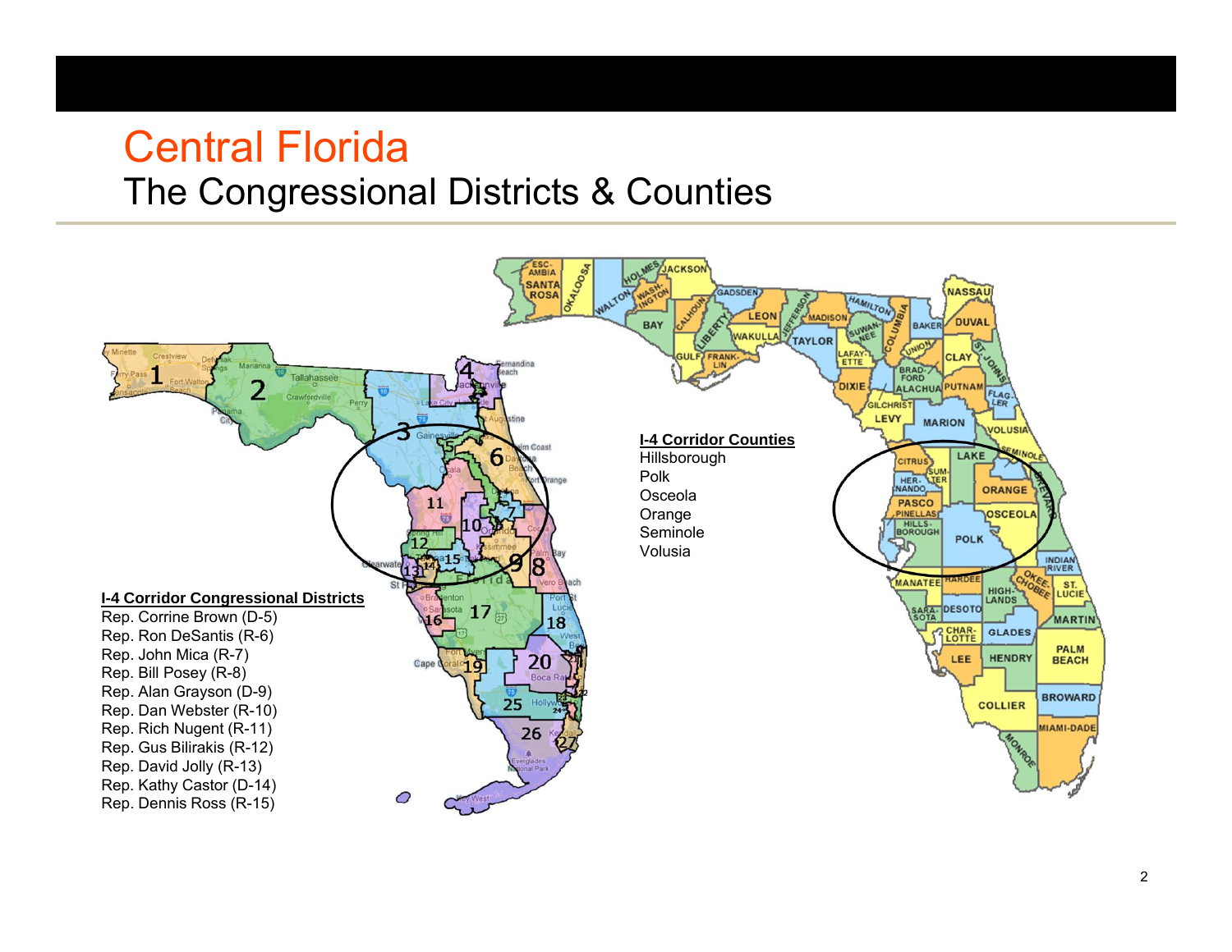# Central Florida

## The Congressional Districts & Counties

**I-4 Corridor Congressional Districts**

Rep. Corrine Brown (D-5)
Rep. Ron DeSantis (R-6)
Rep. John Mica (R-7)
Rep. Bill Posey (R-8)
Rep. Alan Grayson (D-9)
Rep. Dan Webster (R-10)
Rep. Rich Nugent (R-11)
Rep. Gus Bilirakis (R-12)
Rep. David Jolly (R-13)
Rep. Kathy Castor (D-14)
Rep. Dennis Ross (R-15)

**I-4 Corridor Counties**

Hillsborough
Polk
Osceola
Orange
Seminole
Volusia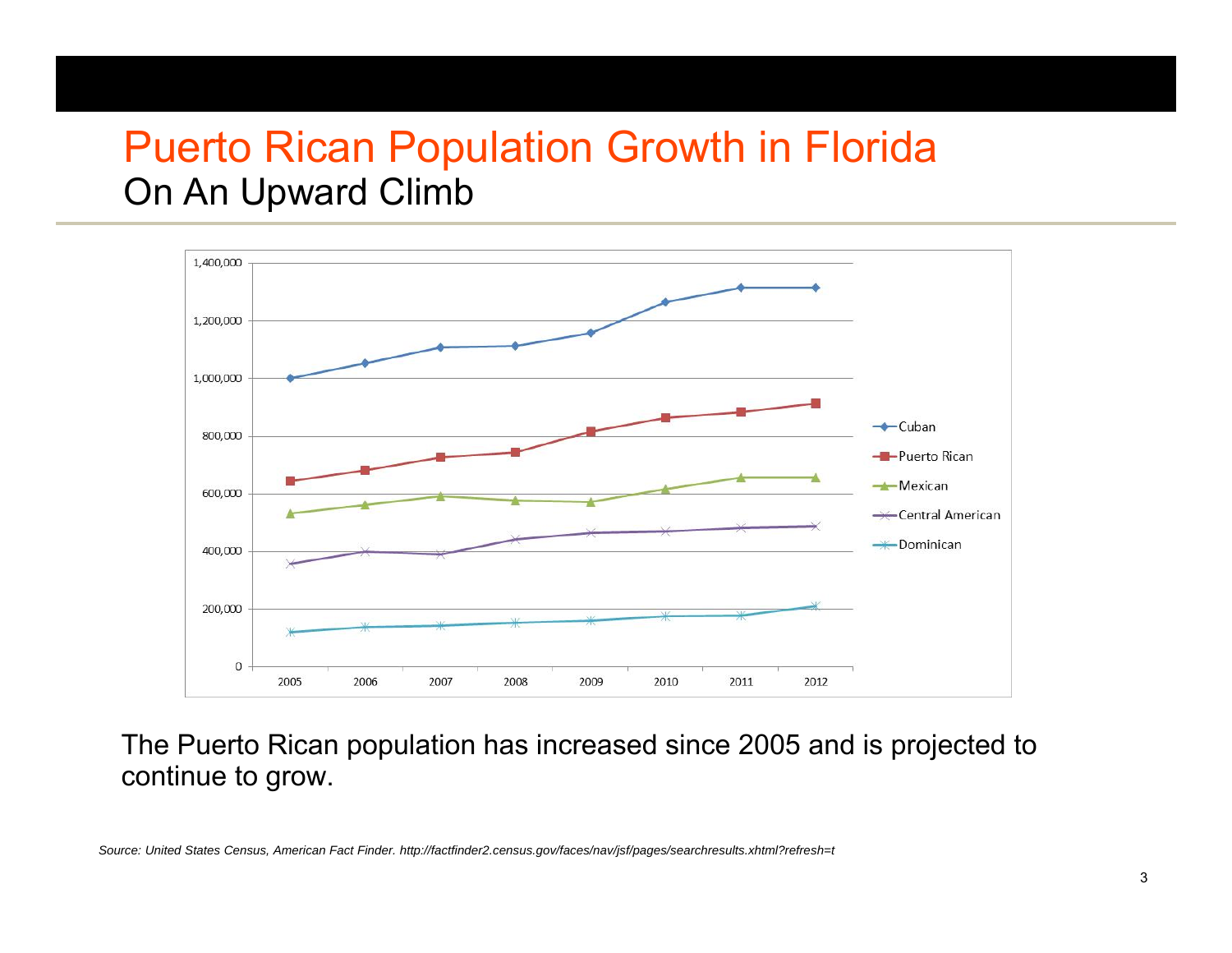# Puerto Rican Population Growth in Florida

## On An Upward Climb

The Puerto Rican population has increased since 2005 and is projected to continue to grow.

*Source: United States Census, American Fact Finder. http://factfinder2.census.gov/faces/nav/jsf/pages/searchresults.xhtml?refresh=t*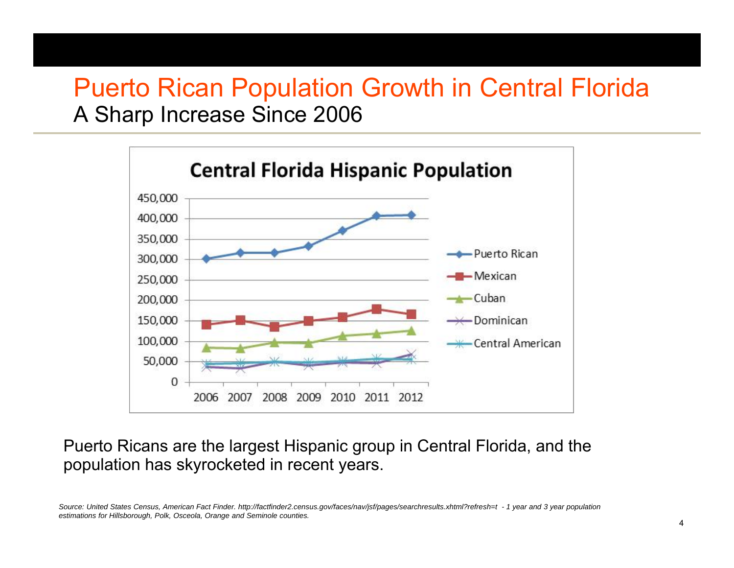# Puerto Rican Population Growth in Central Florida

## A Sharp Increase Since 2006

**Central Florida Hispanic Population**

Puerto Ricans are the largest Hispanic group in Central Florida, and the population has skyrocketed in recent years.

*Source: United States Census, American Fact Finder. http://factfinder2.census.gov/faces/nav/jsf/pages/searchresults.xhtml?refresh=t - 1 year and 3 year population estimations for Hillsborough, Polk, Osceola, Orange and Seminole counties.*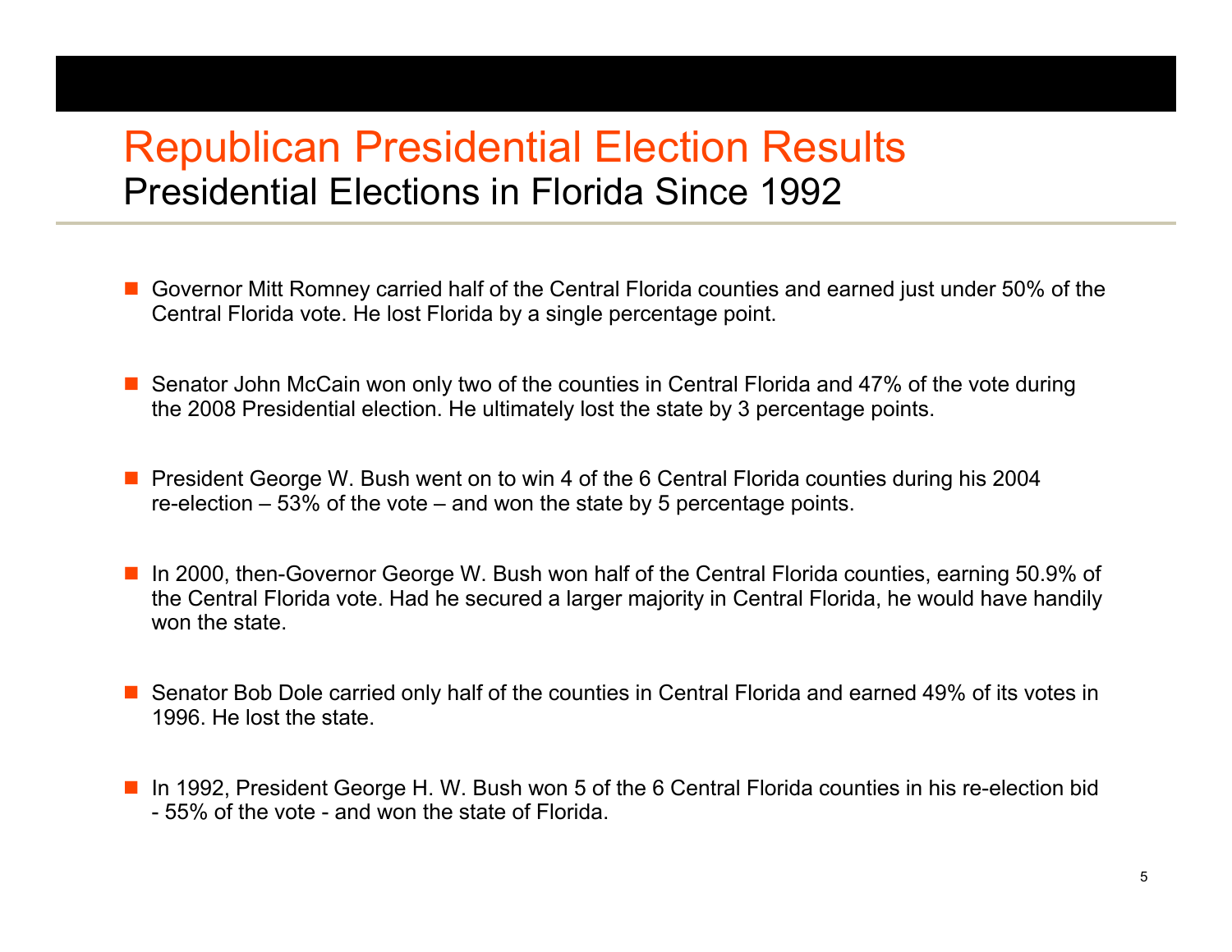# Republican Presidential Election Results

## Presidential Elections in Florida Since 1992

- Governor Mitt Romney carried half of the Central Florida counties and earned just under 50% of the Central Florida vote. He lost Florida by a single percentage point.

- Senator John McCain won only two of the counties in Central Florida and 47% of the vote during the 2008 Presidential election. He ultimately lost the state by 3 percentage points.

- President George W. Bush went on to win 4 of the 6 Central Florida counties during his 2004 re-election – 53% of the vote – and won the state by 5 percentage points.

- In 2000, then-Governor George W. Bush won half of the Central Florida counties, earning 50.9% of the Central Florida vote. Had he secured a larger majority in Central Florida, he would have handily won the state.

- Senator Bob Dole carried only half of the counties in Central Florida and earned 49% of its votes in 1996. He lost the state.

- In 1992, President George H. W. Bush won 5 of the 6 Central Florida counties in his re-election bid - 55% of the vote - and won the state of Florida.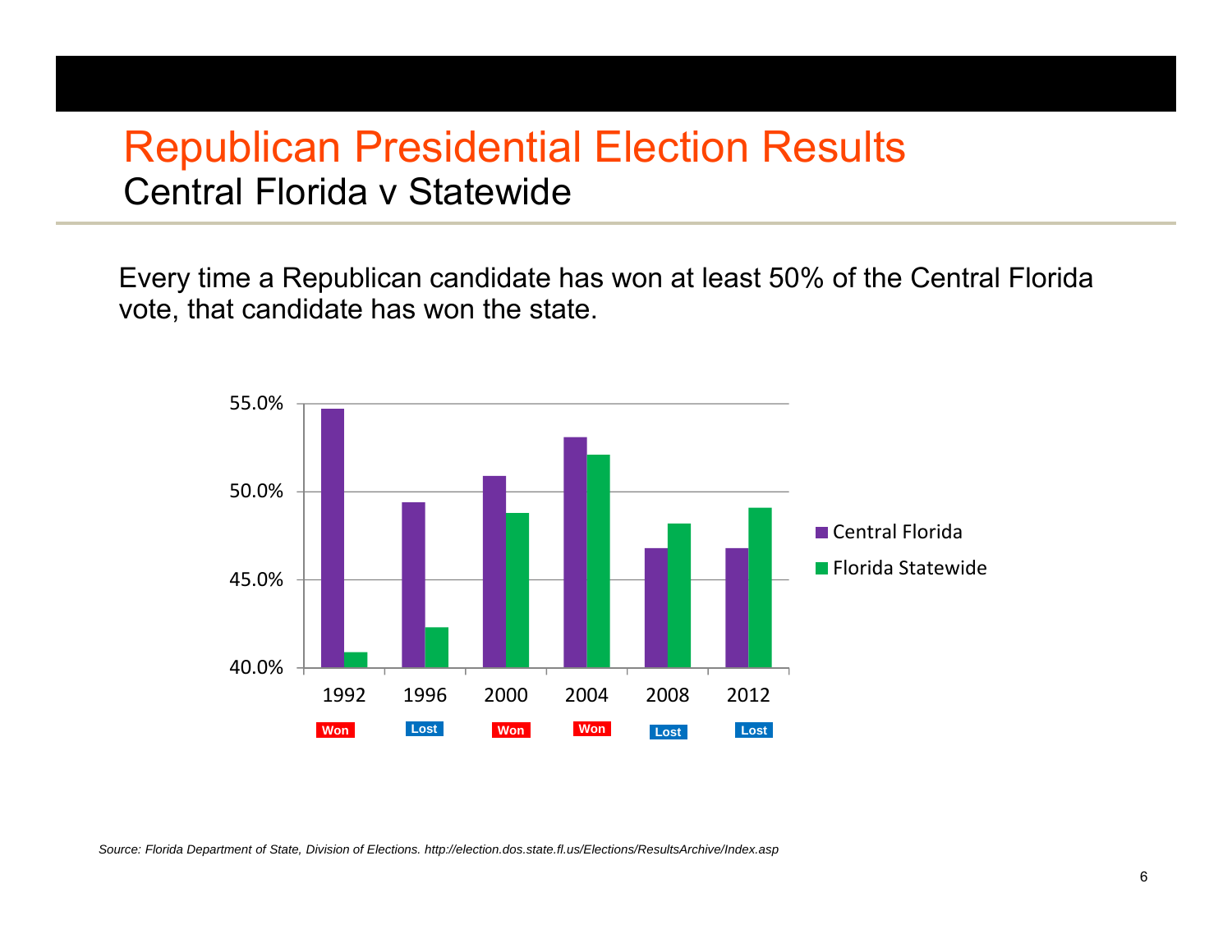# Republican Presidential Election Results

## Central Florida v Statewide

Every time a Republican candidate has won at least 50% of the Central Florida vote, that candidate has won the state.

| Year | Central Florida | Florida Statewide | Result |
|---|---|---|---|
| 1992 | ~54.7% | ~40.9% | Won |
| 1996 | ~49.4% | ~42.3% | Lost |
| 2000 | ~50.9% | ~48.8% | Won |
| 2004 | ~53.1% | ~52.1% | Won |
| 2008 | ~46.8% | ~48.2% | Lost |
| 2012 | ~46.8% | ~49.1% | Lost |

*Source: Florida Department of State, Division of Elections. http://election.dos.state.fl.us/Elections/ResultsArchive/Index.asp*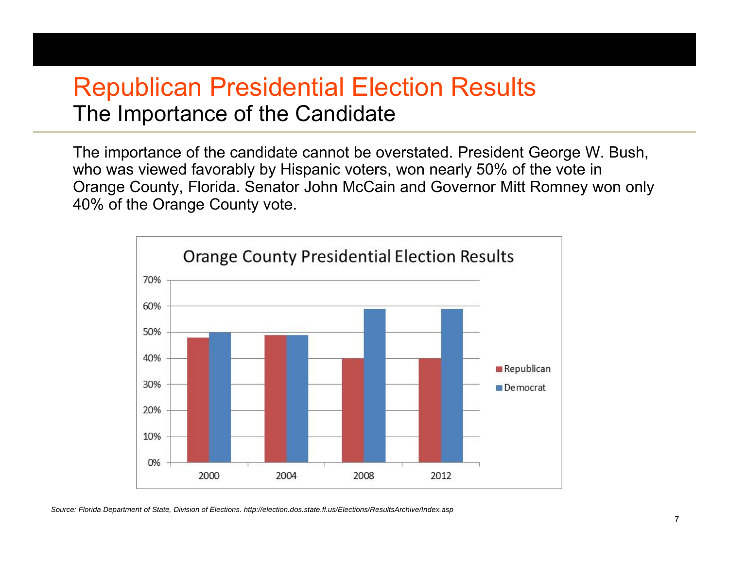# Republican Presidential Election Results

## The Importance of the Candidate

The importance of the candidate cannot be overstated. President George W. Bush, who was viewed favorably by Hispanic voters, won nearly 50% of the vote in Orange County, Florida. Senator John McCain and Governor Mitt Romney won only 40% of the Orange County vote.

**Orange County Presidential Election Results**

| Year | Republican | Democrat |
| --- | --- | --- |
| 2000 | 48% | 50% |
| 2004 | 49% | 49% |
| 2008 | 40% | 59% |
| 2012 | 40% | 59% |

*Source: Florida Department of State, Division of Elections. http://election.dos.state.fl.us/Elections/ResultsArchive/Index.asp*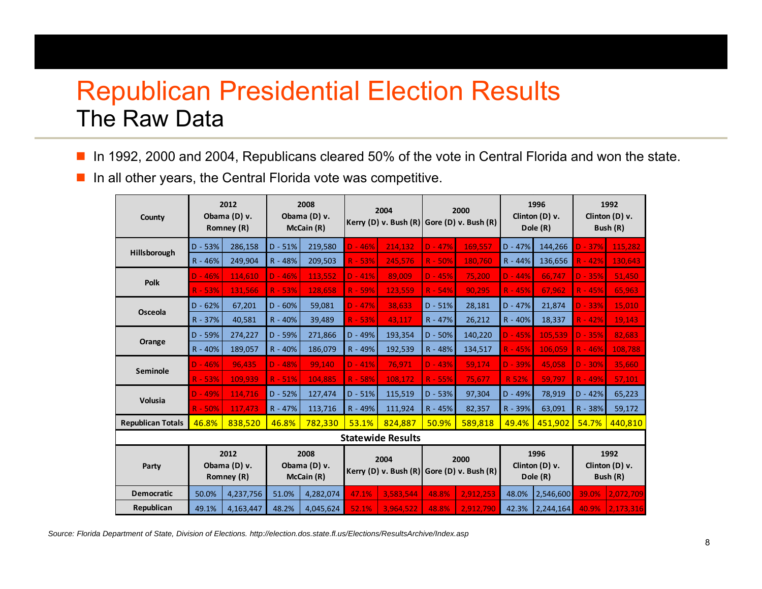# Republican Presidential Election Results

## The Raw Data

- In 1992, 2000 and 2004, Republicans cleared 50% of the vote in Central Florida and won the state.
- In all other years, the Central Florida vote was competitive.

| County | 2012 Obama (D) v. Romney (R) | | 2008 Obama (D) v. McCain (R) | | 2004 Kerry (D) v. Bush (R) | | 2000 Gore (D) v. Bush (R) | | 1996 Clinton (D) v. Dole (R) | | 1992 Clinton (D) v. Bush (R) | |
|---|---|---|---|---|---|---|---|---|---|---|---|---|
| Hillsborough | D - 53% | 286,158 | D - 51% | 219,580 | D - 46% | 214,132 | D - 47% | 169,557 | D - 47% | 144,266 | D - 37% | 115,282 |
| | R - 46% | 249,904 | R - 48% | 209,503 | R - 53% | 245,576 | R - 50% | 180,760 | R - 44% | 136,656 | R - 42% | 130,643 |
| Polk | D - 46% | 114,610 | D - 46% | 113,552 | D - 41% | 89,009 | D - 45% | 75,200 | D - 44% | 66,747 | D - 35% | 51,450 |
| | R - 53% | 131,566 | R - 53% | 128,658 | R - 59% | 123,559 | R - 54% | 90,295 | R - 45% | 67,962 | R - 45% | 65,963 |
| Osceola | D - 62% | 67,201 | D - 60% | 59,081 | D - 47% | 38,633 | D - 51% | 28,181 | D - 47% | 21,874 | D - 33% | 15,010 |
| | R - 37% | 40,581 | R - 40% | 39,489 | R - 53% | 43,117 | R - 47% | 26,212 | R - 40% | 18,337 | R - 42% | 19,143 |
| Orange | D - 59% | 274,227 | D - 59% | 271,866 | D - 49% | 193,354 | D - 50% | 140,220 | D - 45% | 105,539 | D - 35% | 82,683 |
| | R - 40% | 189,057 | R - 40% | 186,079 | R - 49% | 192,539 | R - 48% | 134,517 | R - 45% | 106,059 | R - 46% | 108,788 |
| Seminole | D - 46% | 96,435 | D - 48% | 99,140 | D - 41% | 76,971 | D - 43% | 59,174 | D - 39% | 45,058 | D - 30% | 35,660 |
| | R - 53% | 109,939 | R - 51% | 104,885 | R - 58% | 108,172 | R - 55% | 75,677 | R 52% | 59,797 | R - 49% | 57,101 |
| Volusia | D - 49% | 114,716 | D - 52% | 127,474 | D - 51% | 115,519 | D - 53% | 97,304 | D - 49% | 78,919 | D - 42% | 65,223 |
| | R - 50% | 117,473 | R - 47% | 113,716 | R - 49% | 111,924 | R - 45% | 82,357 | R - 39% | 63,091 | R - 38% | 59,172 |
| **Republican Totals** | 46.8% | 838,520 | 46.8% | 782,330 | 53.1% | 824,887 | 50.9% | 589,818 | 49.4% | 451,902 | 54.7% | 440,810 |

**Statewide Results**

| Party | 2012 Obama (D) v. Romney (R) | | 2008 Obama (D) v. McCain (R) | | 2004 Kerry (D) v. Bush (R) | | 2000 Gore (D) v. Bush (R) | | 1996 Clinton (D) v. Dole (R) | | 1992 Clinton (D) v. Bush (R) | |
|---|---|---|---|---|---|---|---|---|---|---|---|---|
| Democratic | 50.0% | 4,237,756 | 51.0% | 4,282,074 | 47.1% | 3,583,544 | 48.8% | 2,912,253 | 48.0% | 2,546,600 | 39.0% | 2,072,709 |
| Republican | 49.1% | 4,163,447 | 48.2% | 4,045,624 | 52.1% | 3,964,522 | 48.8% | 2,912,790 | 42.3% | 2,244,164 | 40.9% | 2,173,316 |

*Source: Florida Department of State, Division of Elections. http://election.dos.state.fl.us/Elections/ResultsArchive/Index.asp*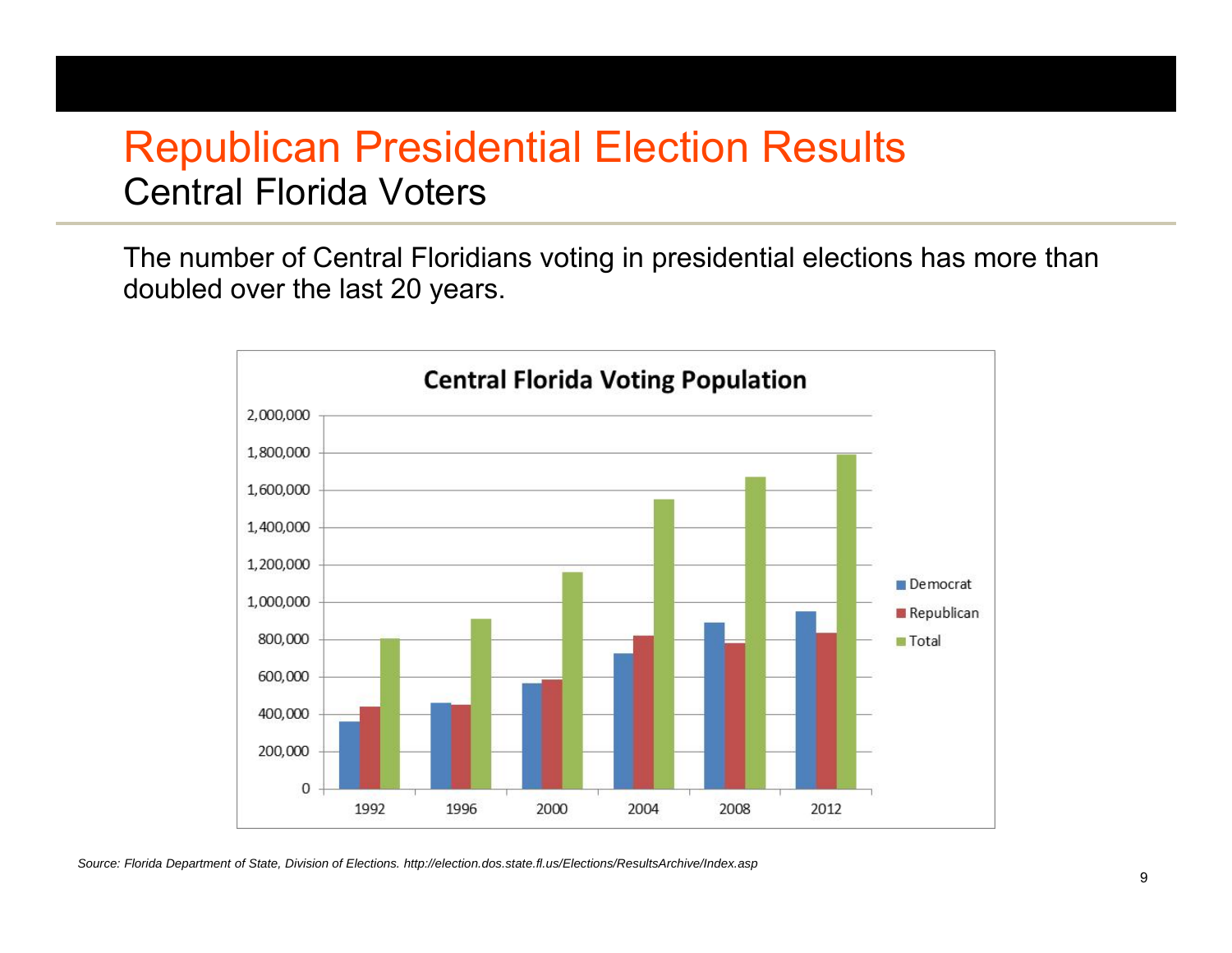# Republican Presidential Election Results

## Central Florida Voters

The number of Central Floridians voting in presidential elections has more than doubled over the last 20 years.

**Central Florida Voting Population**

*Source: Florida Department of State, Division of Elections. http://election.dos.state.fl.us/Elections/ResultsArchive/Index.asp*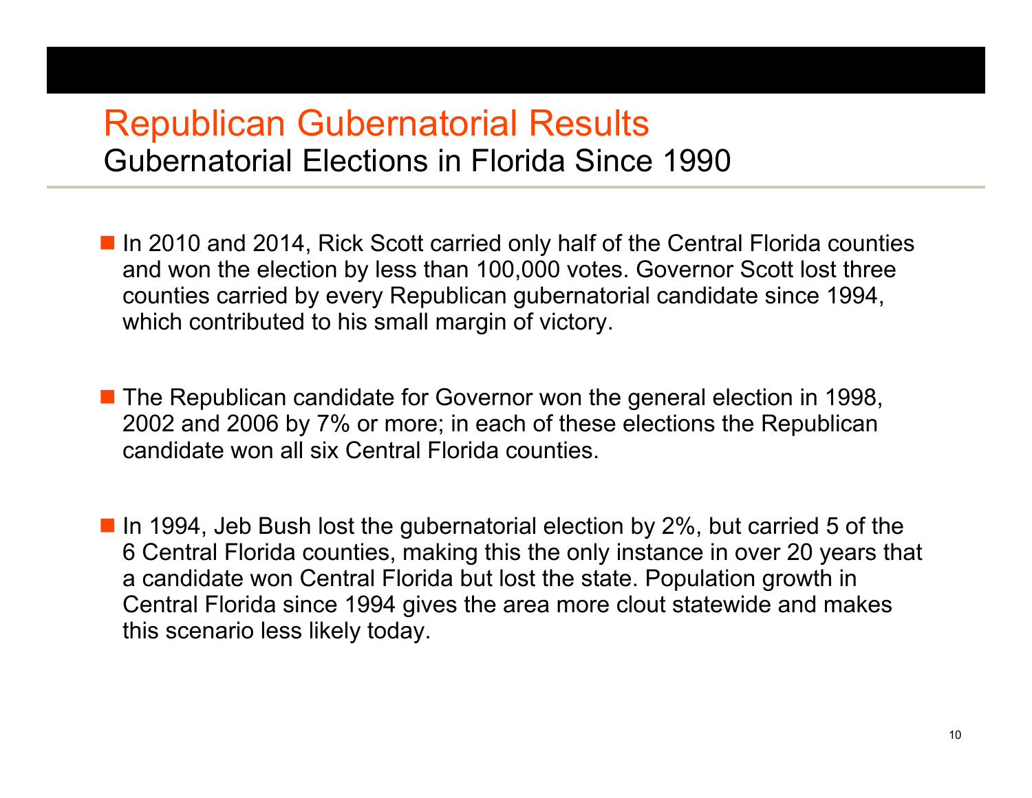# Republican Gubernatorial Results

## Gubernatorial Elections in Florida Since 1990

- In 2010 and 2014, Rick Scott carried only half of the Central Florida counties and won the election by less than 100,000 votes. Governor Scott lost three counties carried by every Republican gubernatorial candidate since 1994, which contributed to his small margin of victory.

- The Republican candidate for Governor won the general election in 1998, 2002 and 2006 by 7% or more; in each of these elections the Republican candidate won all six Central Florida counties.

- In 1994, Jeb Bush lost the gubernatorial election by 2%, but carried 5 of the 6 Central Florida counties, making this the only instance in over 20 years that a candidate won Central Florida but lost the state. Population growth in Central Florida since 1994 gives the area more clout statewide and makes this scenario less likely today.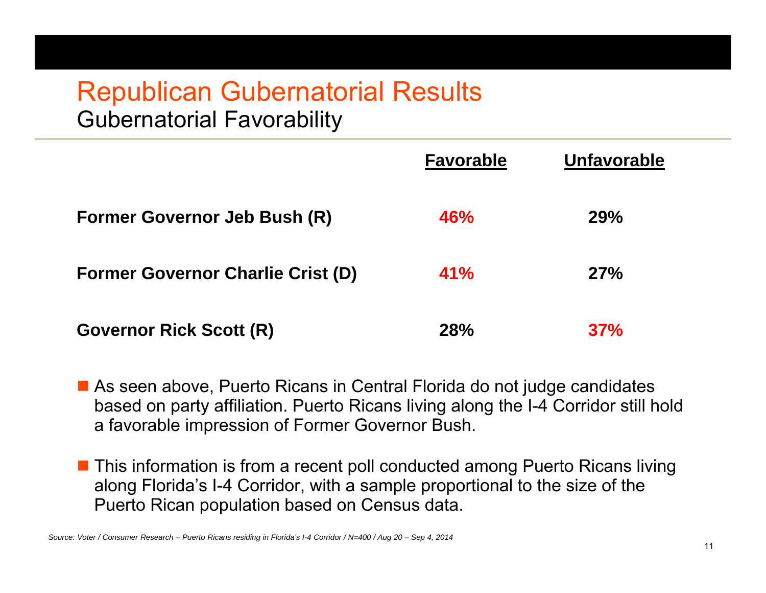# Republican Gubernatorial Results

## Gubernatorial Favorability

| | Favorable | Unfavorable |
|---|---|---|
| **Former Governor Jeb Bush (R)** | **46%** | **29%** |
| **Former Governor Charlie Crist (D)** | **41%** | **27%** |
| **Governor Rick Scott (R)** | **28%** | **37%** |

- As seen above, Puerto Ricans in Central Florida do not judge candidates based on party affiliation. Puerto Ricans living along the I-4 Corridor still hold a favorable impression of Former Governor Bush.

- This information is from a recent poll conducted among Puerto Ricans living along Florida's I-4 Corridor, with a sample proportional to the size of the Puerto Rican population based on Census data.

*Source: Voter / Consumer Research – Puerto Ricans residing in Florida's I-4 Corridor / N=400 / Aug 20 – Sep 4, 2014*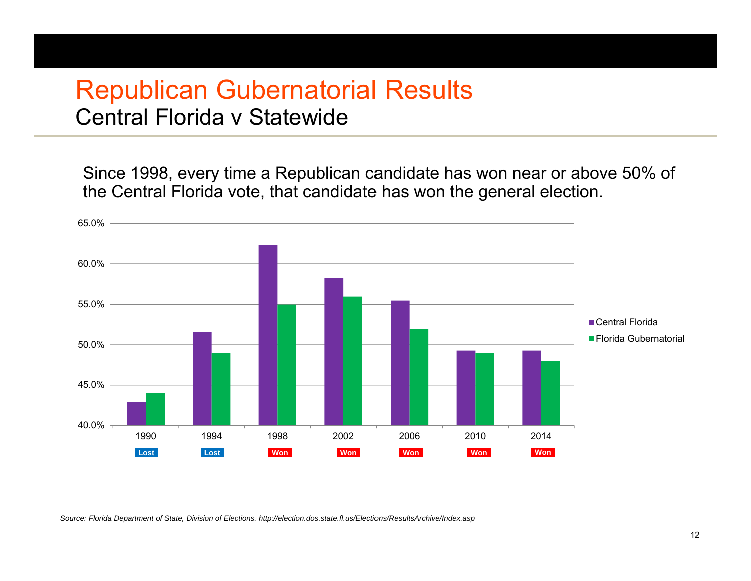# Republican Gubernatorial Results

## Central Florida v Statewide

Since 1998, every time a Republican candidate has won near or above 50% of the Central Florida vote, that candidate has won the general election.

| Year | Central Florida | Florida Gubernatorial | Result |
|---|---|---|---|
| 1990 | 42.9% | 44.0% | Lost |
| 1994 | 51.6% | 49.0% | Lost |
| 1998 | 62.3% | 55.0% | Won |
| 2002 | 58.2% | 56.0% | Won |
| 2006 | 55.5% | 52.0% | Won |
| 2010 | 49.3% | 49.0% | Won |
| 2014 | 49.3% | 48.0% | Won |

*Source: Florida Department of State, Division of Elections. http://election.dos.state.fl.us/Elections/ResultsArchive/Index.asp*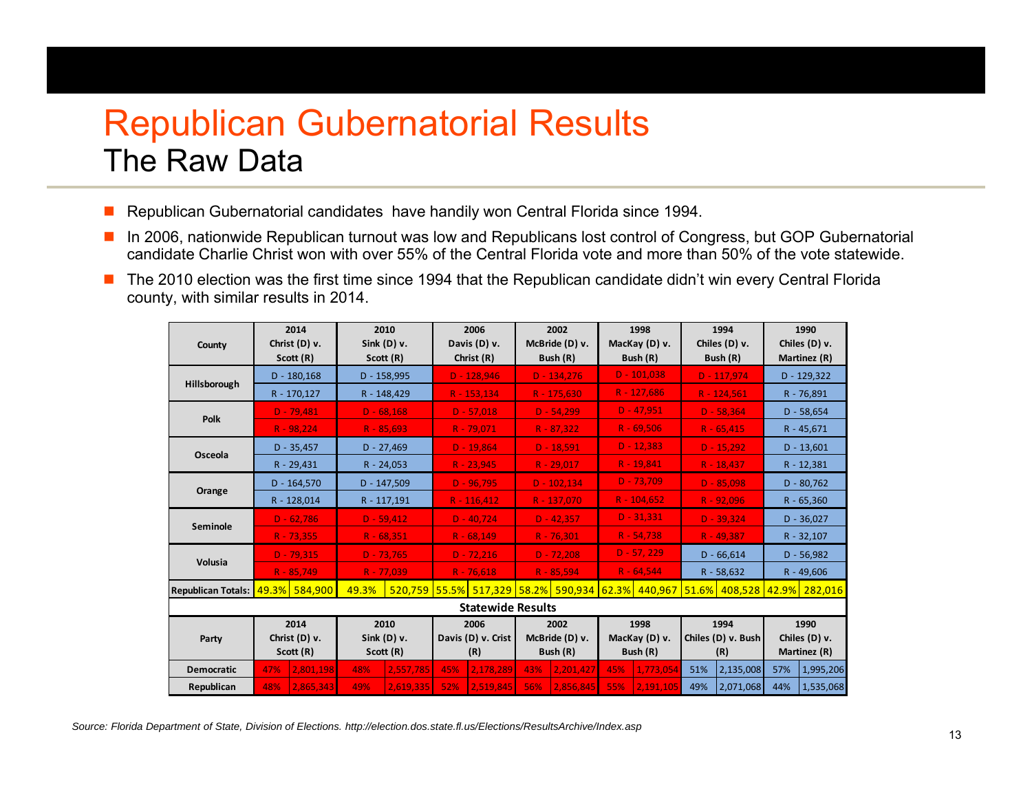# Republican Gubernatorial Results

## The Raw Data

- Republican Gubernatorial candidates have handily won Central Florida since 1994.
- In 2006, nationwide Republican turnout was low and Republicans lost control of Congress, but GOP Gubernatorial candidate Charlie Christ won with over 55% of the Central Florida vote and more than 50% of the vote statewide.
- The 2010 election was the first time since 1994 that the Republican candidate didn't win every Central Florida county, with similar results in 2014.

| County | 2014 Christ (D) v. Scott (R) | | 2010 Sink (D) v. Scott (R) | | 2006 Davis (D) v. Christ (R) | | 2002 McBride (D) v. Bush (R) | | 1998 MacKay (D) v. Bush (R) | | 1994 Chiles (D) v. Bush (R) | | 1990 Chiles (D) v. Martinez (R) | |
|---|---|---|---|---|---|---|---|---|---|---|---|---|---|---|
| Hillsborough | D - 180,168 | | D - 158,995 | | D - 128,946 | | D - 134,276 | | D - 101,038 | | D - 117,974 | | D - 129,322 | |
| | R - 170,127 | | R - 148,429 | | R - 153,134 | | R - 175,630 | | R - 127,686 | | R - 124,561 | | R - 76,891 | |
| Polk | D - 79,481 | | D - 68,168 | | D - 57,018 | | D - 54,299 | | D - 47,951 | | D - 58,364 | | D - 58,654 | |
| | R - 98,224 | | R - 85,693 | | R - 79,071 | | R - 87,322 | | R - 69,506 | | R - 65,415 | | R - 45,671 | |
| Osceola | D - 35,457 | | D - 27,469 | | D - 19,864 | | D - 18,591 | | D - 12,383 | | D - 15,292 | | D - 13,601 | |
| | R - 29,431 | | R - 24,053 | | R - 23,945 | | R - 29,017 | | R - 19,841 | | R - 18,437 | | R - 12,381 | |
| Orange | D - 164,570 | | D - 147,509 | | D - 96,795 | | D - 102,134 | | D - 73,709 | | D - 85,098 | | D - 80,762 | |
| | R - 128,014 | | R - 117,191 | | R - 116,412 | | R - 137,070 | | R - 104,652 | | R - 92,096 | | R - 65,360 | |
| Seminole | D - 62,786 | | D - 59,412 | | D - 40,724 | | D - 42,357 | | D - 31,331 | | D - 39,324 | | D - 36,027 | |
| | R - 73,355 | | R - 68,351 | | R - 68,149 | | R - 76,301 | | R - 54,738 | | R - 49,387 | | R - 32,107 | |
| Volusia | D - 79,315 | | D - 73,765 | | D - 72,216 | | D - 72,208 | | D - 57, 229 | | D - 66,614 | | D - 56,982 | |
| | R - 85,749 | | R - 77,039 | | R - 76,618 | | R - 85,594 | | R - 64,544 | | R - 58,632 | | R - 49,606 | |
| Republican Totals: | 49.3% | 584,900 | 49.3% | 520,759 | 55.5% | 517,329 | 58.2% | 590,934 | 62.3% | 440,967 | 51.6% | 408,528 | 42.9% | 282,016 |
| **Statewide Results** | | | | | | | | | | | | | | |
| Party | 2014 Christ (D) v. Scott (R) | | 2010 Sink (D) v. Scott (R) | | 2006 Davis (D) v. Crist (R) | | 2002 McBride (D) v. Bush (R) | | 1998 MacKay (D) v. Bush (R) | | 1994 Chiles (D) v. Bush (R) | | 1990 Chiles (D) v. Martinez (R) | |
| Democratic | 47% | 2,801,198 | 48% | 2,557,785 | 45% | 2,178,289 | 43% | 2,201,427 | 45% | 1,773,054 | 51% | 2,135,008 | 57% | 1,995,206 |
| Republican | 48% | 2,865,343 | 49% | 2,619,335 | 52% | 2,519,845 | 56% | 2,856,845 | 55% | 2,191,105 | 49% | 2,071,068 | 44% | 1,535,068 |

*Source: Florida Department of State, Division of Elections. http://election.dos.state.fl.us/Elections/ResultsArchive/Index.asp*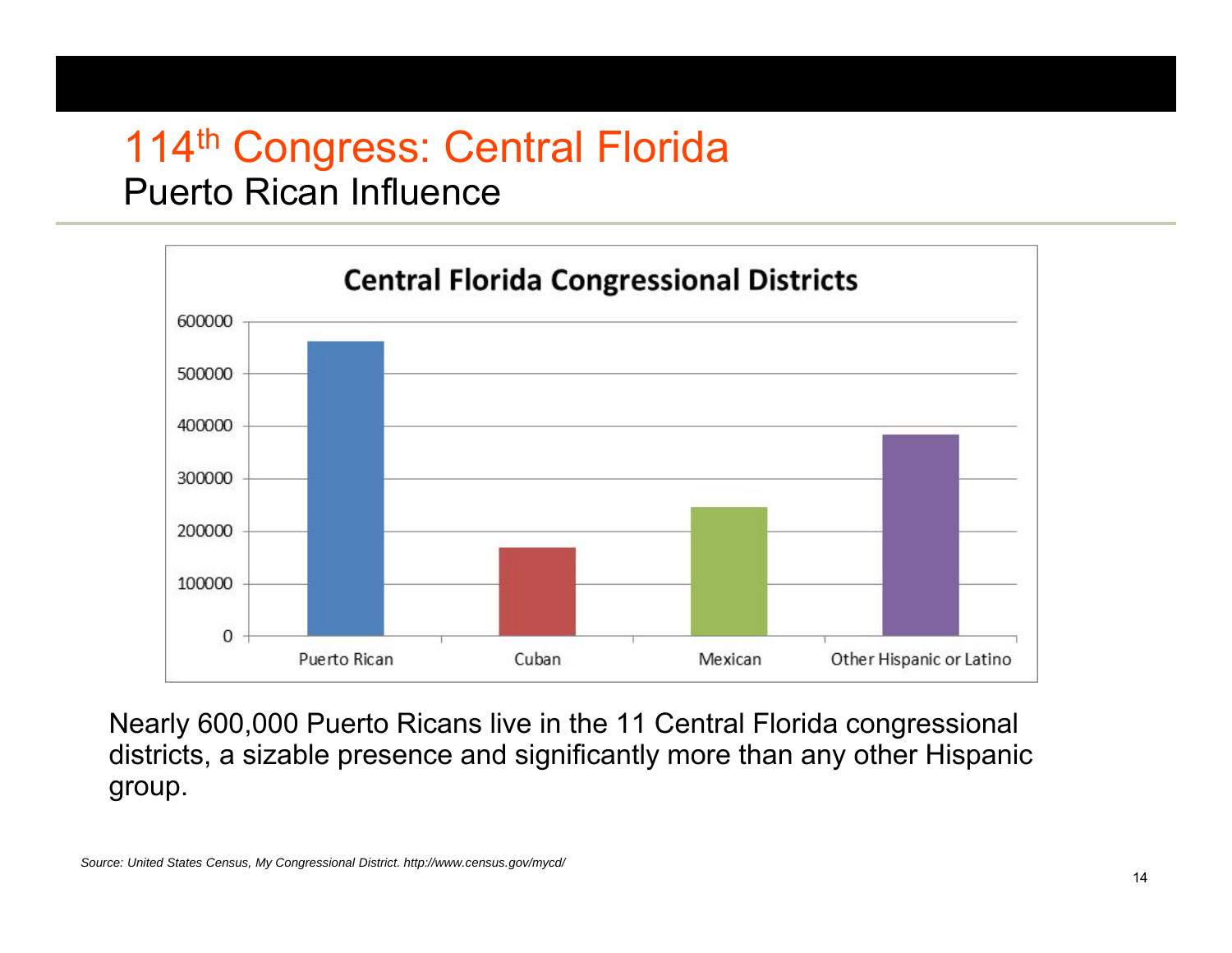# 114th Congress: Central Florida

## Puerto Rican Influence

**Central Florida Congressional Districts**

| Group | Population (approx.) |
|---|---|
| Puerto Rican | ~560000 |
| Cuban | ~170000 |
| Mexican | ~245000 |
| Other Hispanic or Latino | ~385000 |

Nearly 600,000 Puerto Ricans live in the 11 Central Florida congressional districts, a sizable presence and significantly more than any other Hispanic group.

*Source: United States Census, My Congressional District. http://www.census.gov/mycd/*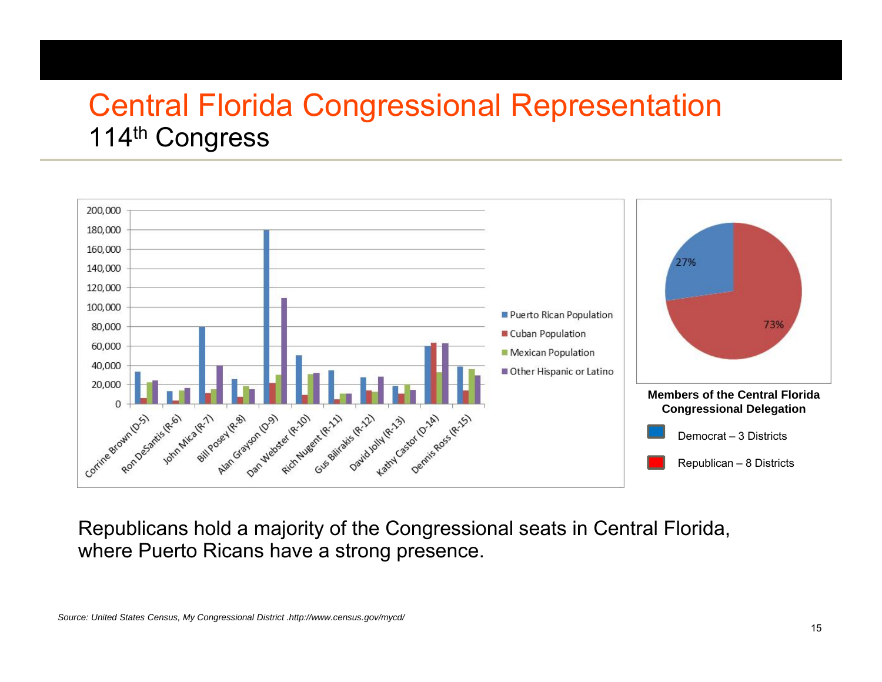# Central Florida Congressional Representation

## 114th Congress

**Members of the Central Florida Congressional Delegation**

- Democrat – 3 Districts
- Republican – 8 Districts

Republicans hold a majority of the Congressional seats in Central Florida, where Puerto Ricans have a strong presence.

*Source: United States Census, My Congressional District .http://www.census.gov/mycd/*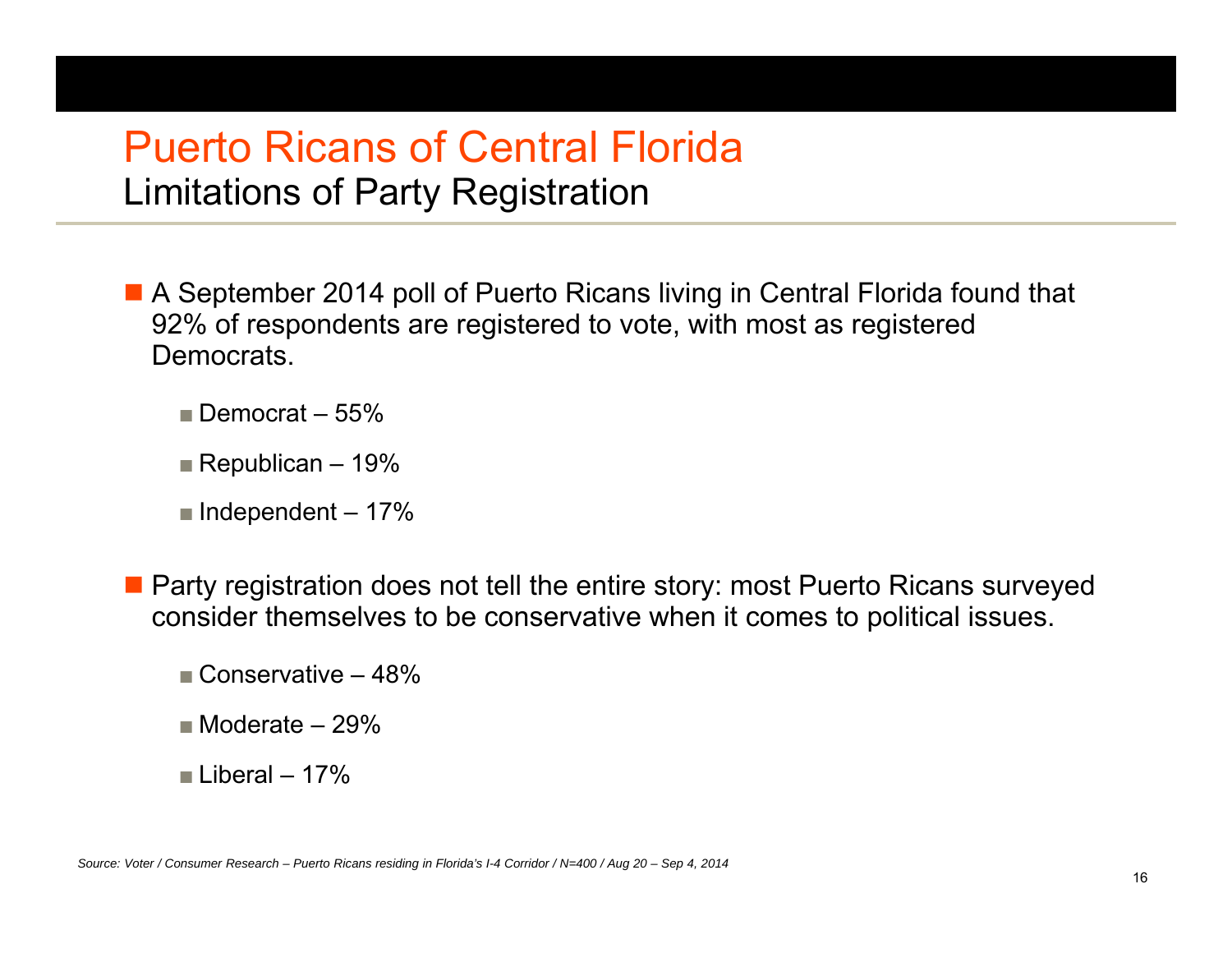# Puerto Ricans of Central Florida

## Limitations of Party Registration

- A September 2014 poll of Puerto Ricans living in Central Florida found that 92% of respondents are registered to vote, with most as registered Democrats.
  - Democrat – 55%
  - Republican – 19%
  - Independent – 17%
- Party registration does not tell the entire story: most Puerto Ricans surveyed consider themselves to be conservative when it comes to political issues.
  - Conservative – 48%
  - Moderate – 29%
  - Liberal – 17%

*Source: Voter / Consumer Research – Puerto Ricans residing in Florida's I-4 Corridor / N=400 / Aug 20 – Sep 4, 2014*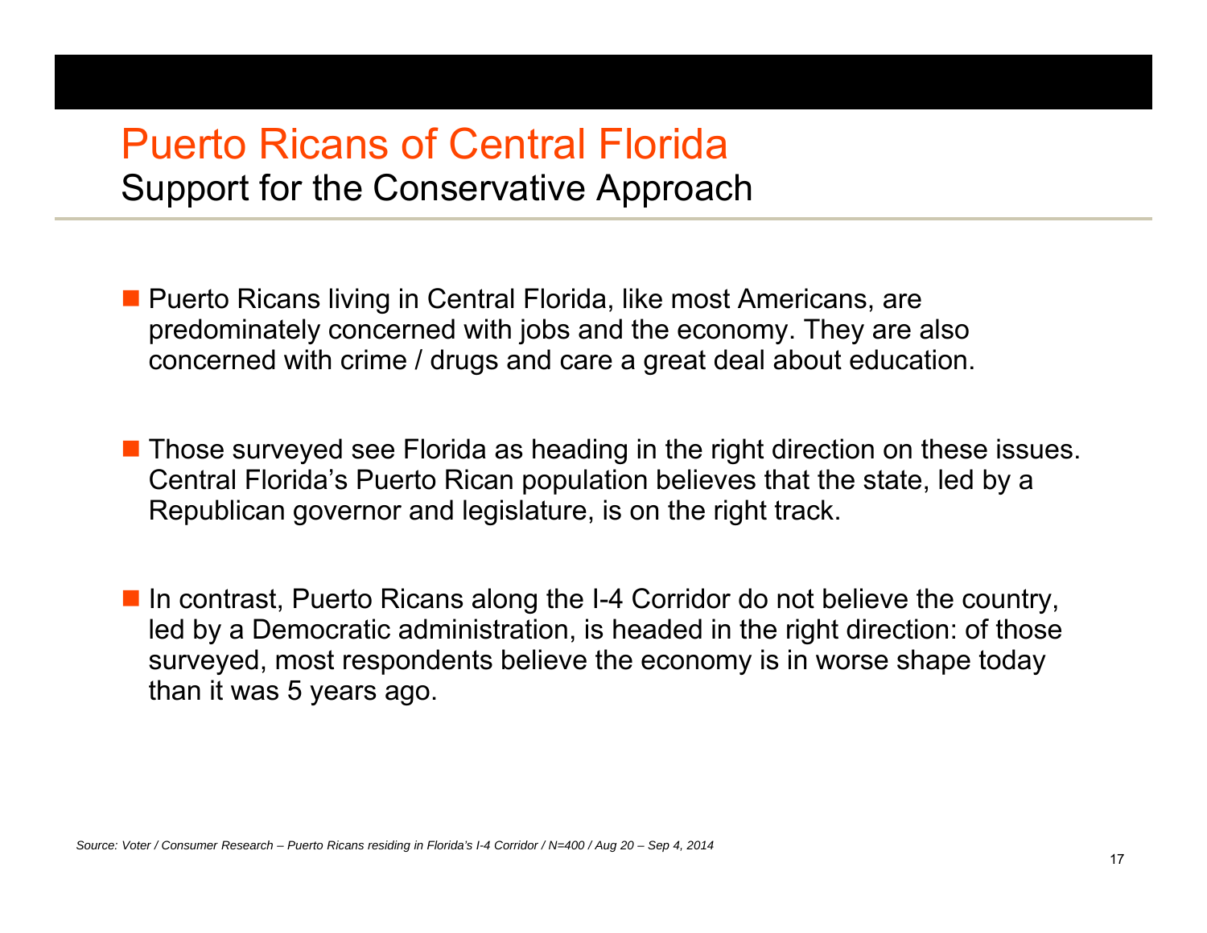# Puerto Ricans of Central Florida

## Support for the Conservative Approach

- Puerto Ricans living in Central Florida, like most Americans, are predominately concerned with jobs and the economy. They are also concerned with crime / drugs and care a great deal about education.

- Those surveyed see Florida as heading in the right direction on these issues. Central Florida's Puerto Rican population believes that the state, led by a Republican governor and legislature, is on the right track.

- In contrast, Puerto Ricans along the I-4 Corridor do not believe the country, led by a Democratic administration, is headed in the right direction: of those surveyed, most respondents believe the economy is in worse shape today than it was 5 years ago.

*Source: Voter / Consumer Research – Puerto Ricans residing in Florida's I-4 Corridor / N=400 / Aug 20 – Sep 4, 2014*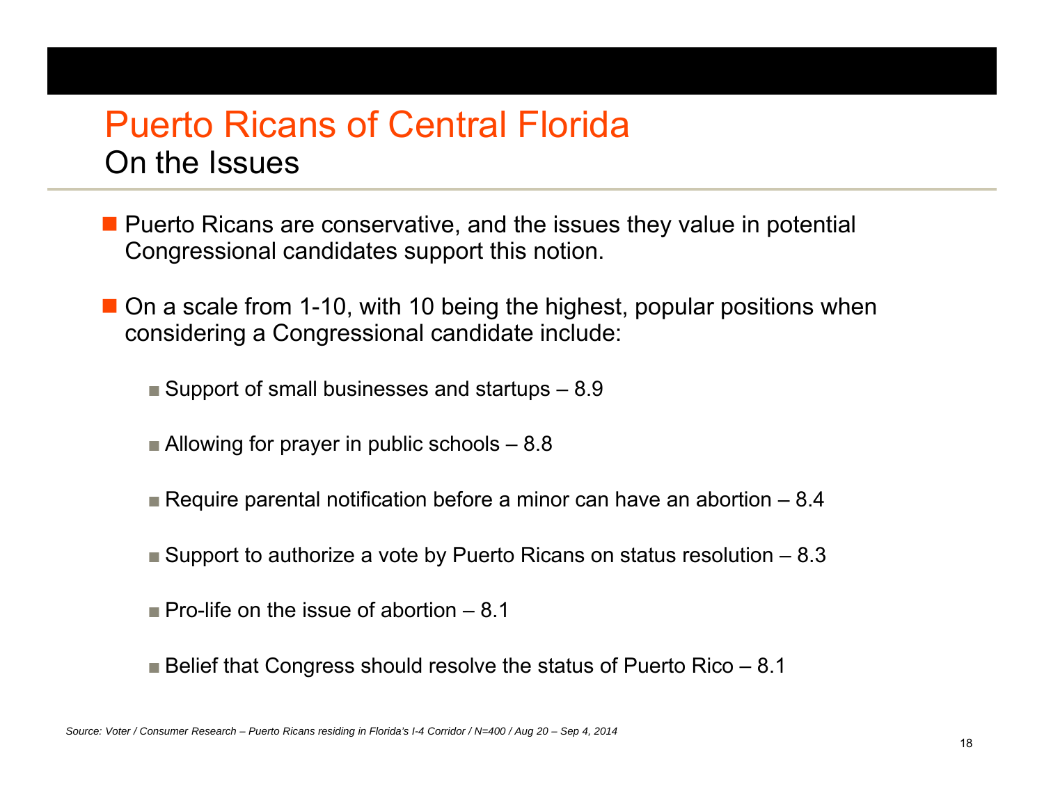# Puerto Ricans of Central Florida

## On the Issues

- Puerto Ricans are conservative, and the issues they value in potential Congressional candidates support this notion.

- On a scale from 1-10, with 10 being the highest, popular positions when considering a Congressional candidate include:

  - Support of small businesses and startups – 8.9
  - Allowing for prayer in public schools – 8.8
  - Require parental notification before a minor can have an abortion – 8.4
  - Support to authorize a vote by Puerto Ricans on status resolution – 8.3
  - Pro-life on the issue of abortion – 8.1
  - Belief that Congress should resolve the status of Puerto Rico – 8.1

*Source: Voter / Consumer Research – Puerto Ricans residing in Florida's I-4 Corridor / N=400 / Aug 20 – Sep 4, 2014*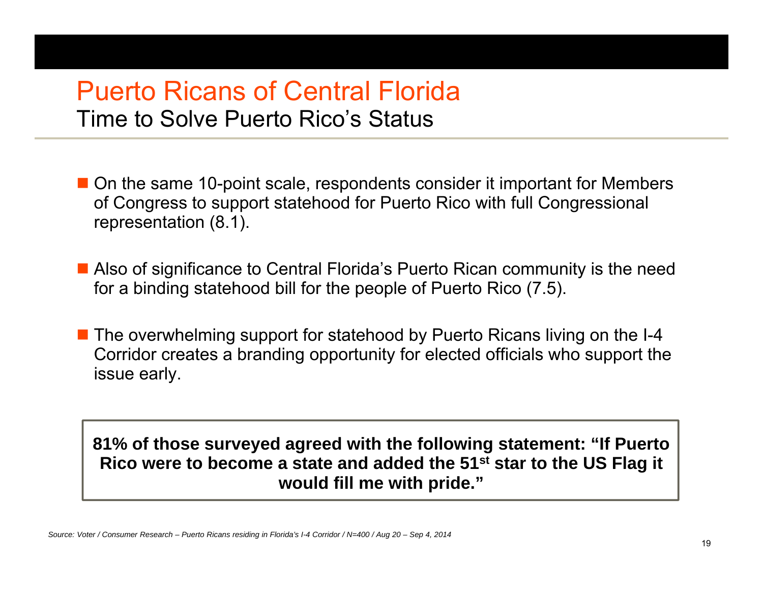# Puerto Ricans of Central Florida

## Time to Solve Puerto Rico's Status

- On the same 10-point scale, respondents consider it important for Members of Congress to support statehood for Puerto Rico with full Congressional representation (8.1).
- Also of significance to Central Florida's Puerto Rican community is the need for a binding statehood bill for the people of Puerto Rico (7.5).
- The overwhelming support for statehood by Puerto Ricans living on the I-4 Corridor creates a branding opportunity for elected officials who support the issue early.

**81% of those surveyed agreed with the following statement: "If Puerto Rico were to become a state and added the 51st star to the US Flag it would fill me with pride."**

*Source: Voter / Consumer Research – Puerto Ricans residing in Florida's I-4 Corridor / N=400 / Aug 20 – Sep 4, 2014*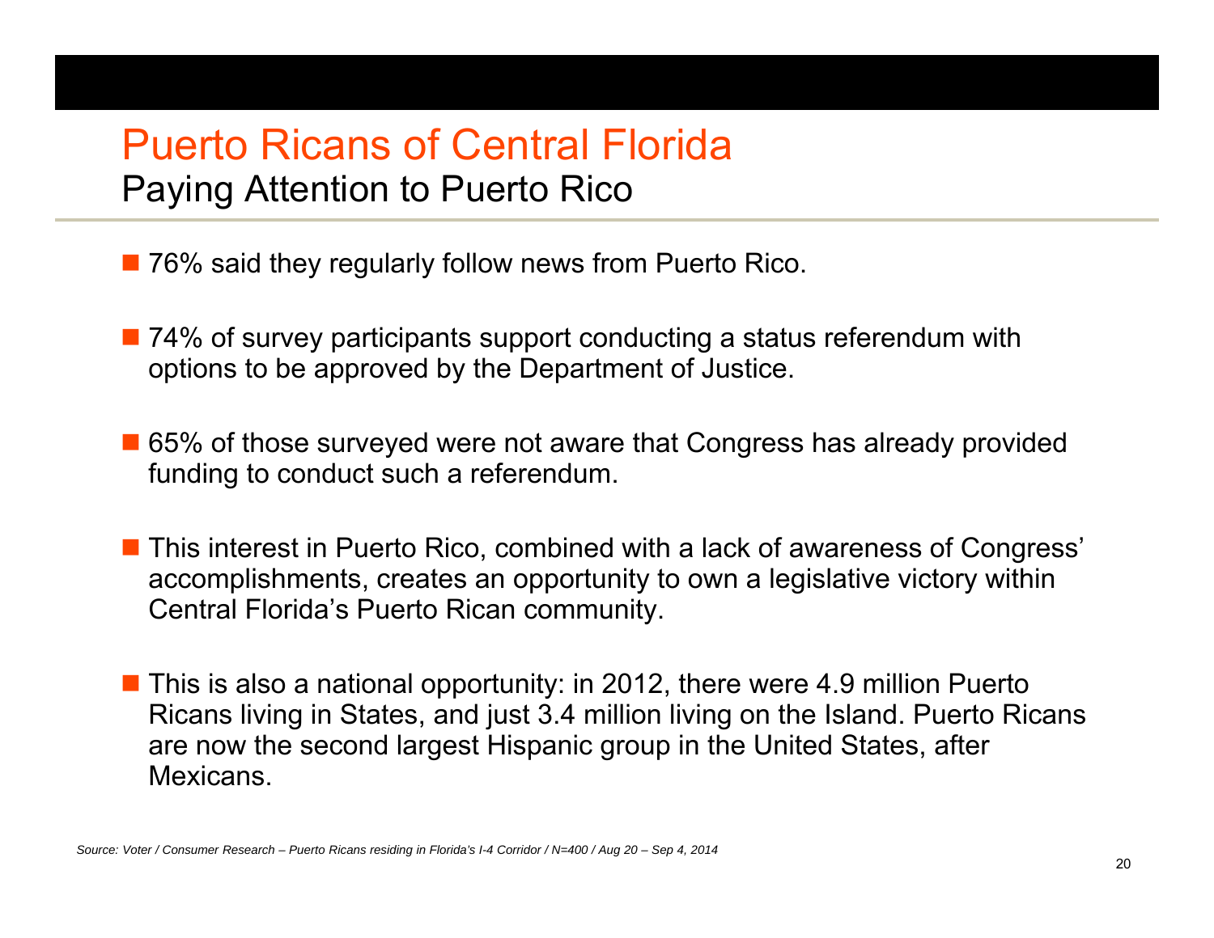# Puerto Ricans of Central Florida

## Paying Attention to Puerto Rico

- 76% said they regularly follow news from Puerto Rico.
- 74% of survey participants support conducting a status referendum with options to be approved by the Department of Justice.
- 65% of those surveyed were not aware that Congress has already provided funding to conduct such a referendum.
- This interest in Puerto Rico, combined with a lack of awareness of Congress' accomplishments, creates an opportunity to own a legislative victory within Central Florida's Puerto Rican community.
- This is also a national opportunity: in 2012, there were 4.9 million Puerto Ricans living in States, and just 3.4 million living on the Island. Puerto Ricans are now the second largest Hispanic group in the United States, after Mexicans.

*Source: Voter / Consumer Research – Puerto Ricans residing in Florida's I-4 Corridor / N=400 / Aug 20 – Sep 4, 2014*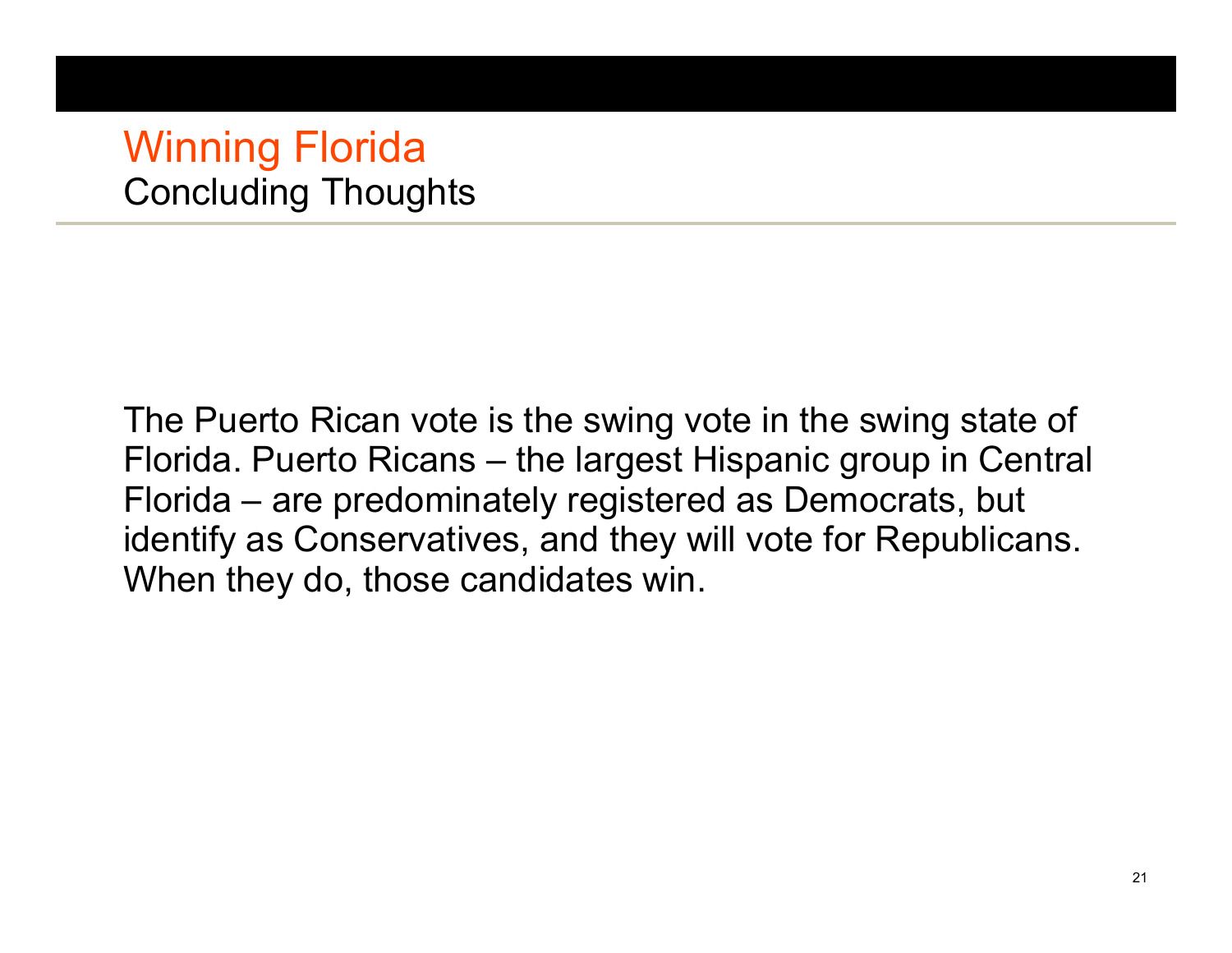# Winning Florida

## Concluding Thoughts

The Puerto Rican vote is the swing vote in the swing state of Florida. Puerto Ricans – the largest Hispanic group in Central Florida – are predominately registered as Democrats, but identify as Conservatives, and they will vote for Republicans. When they do, those candidates win.